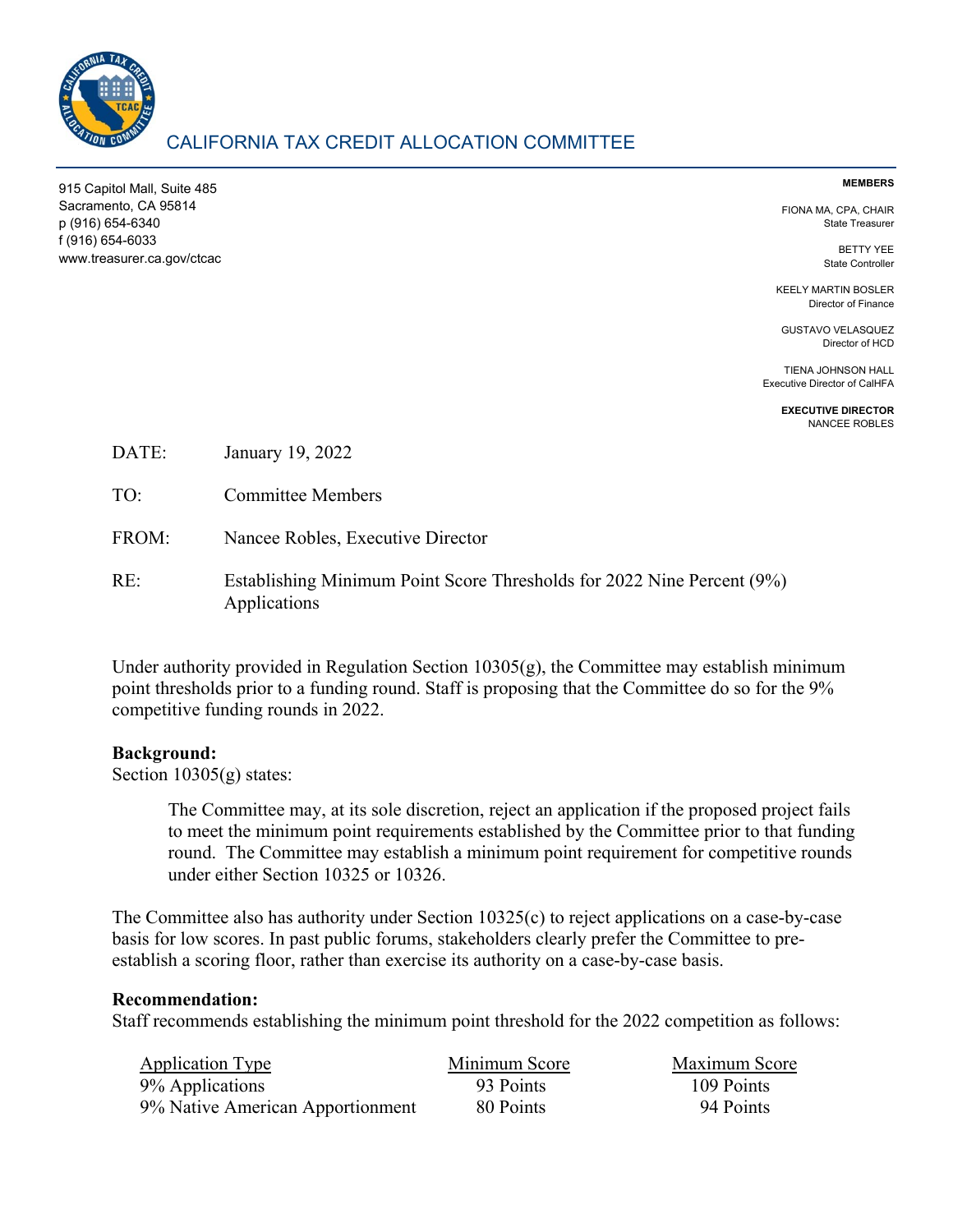# CALIFORNIA TAX CREDIT ALLOCATION COMMITTEE

915 Capitol Mall, Suite 485
Sacramento, CA 95814
p (916) 654-6340
f (916) 654-6033
www.treasurer.ca.gov/ctcac

**MEMBERS**

FIONA MA, CPA, CHAIR
State Treasurer

BETTY YEE
State Controller

KEELY MARTIN BOSLER
Director of Finance

GUSTAVO VELASQUEZ
Director of HCD

TIENA JOHNSON HALL
Executive Director of CalHFA

**EXECUTIVE DIRECTOR**
NANCEE ROBLES

DATE: January 19, 2022

TO: Committee Members

FROM: Nancee Robles, Executive Director

RE: Establishing Minimum Point Score Thresholds for 2022 Nine Percent (9%) Applications

Under authority provided in Regulation Section 10305(g), the Committee may establish minimum point thresholds prior to a funding round. Staff is proposing that the Committee do so for the 9% competitive funding rounds in 2022.

**Background:**
Section 10305(g) states:

> The Committee may, at its sole discretion, reject an application if the proposed project fails to meet the minimum point requirements established by the Committee prior to that funding round. The Committee may establish a minimum point requirement for competitive rounds under either Section 10325 or 10326.

The Committee also has authority under Section 10325(c) to reject applications on a case-by-case basis for low scores. In past public forums, stakeholders clearly prefer the Committee to pre-establish a scoring floor, rather than exercise its authority on a case-by-case basis.

**Recommendation:**
Staff recommends establishing the minimum point threshold for the 2022 competition as follows:

| Application Type | Minimum Score | Maximum Score |
|---|---|---|
| 9% Applications | 93 Points | 109 Points |
| 9% Native American Apportionment | 80 Points | 94 Points |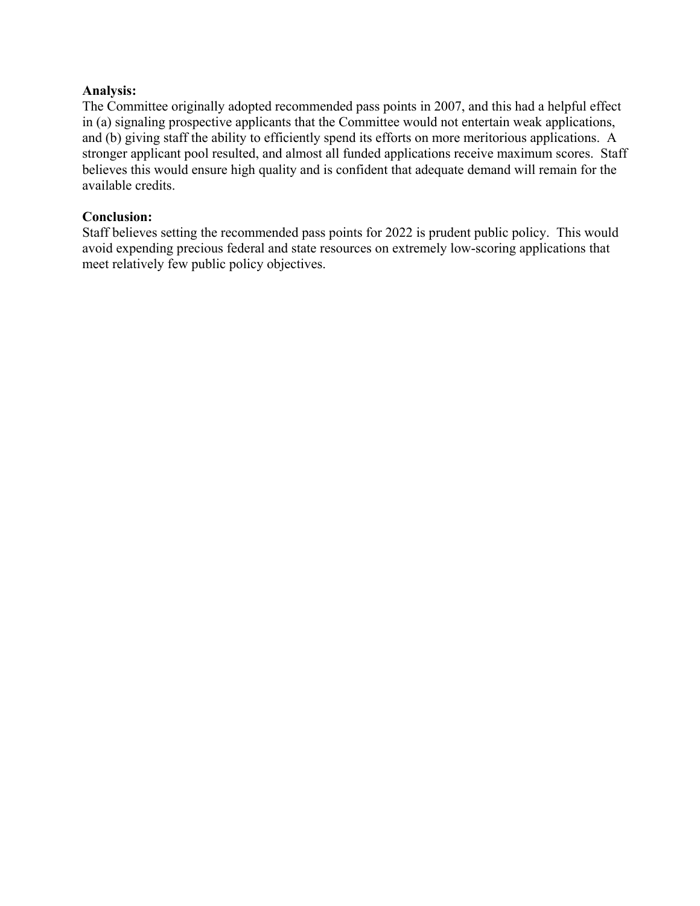**Analysis:**
The Committee originally adopted recommended pass points in 2007, and this had a helpful effect in (a) signaling prospective applicants that the Committee would not entertain weak applications, and (b) giving staff the ability to efficiently spend its efforts on more meritorious applications. A stronger applicant pool resulted, and almost all funded applications receive maximum scores. Staff believes this would ensure high quality and is confident that adequate demand will remain for the available credits.

**Conclusion:**
Staff believes setting the recommended pass points for 2022 is prudent public policy. This would avoid expending precious federal and state resources on extremely low-scoring applications that meet relatively few public policy objectives.